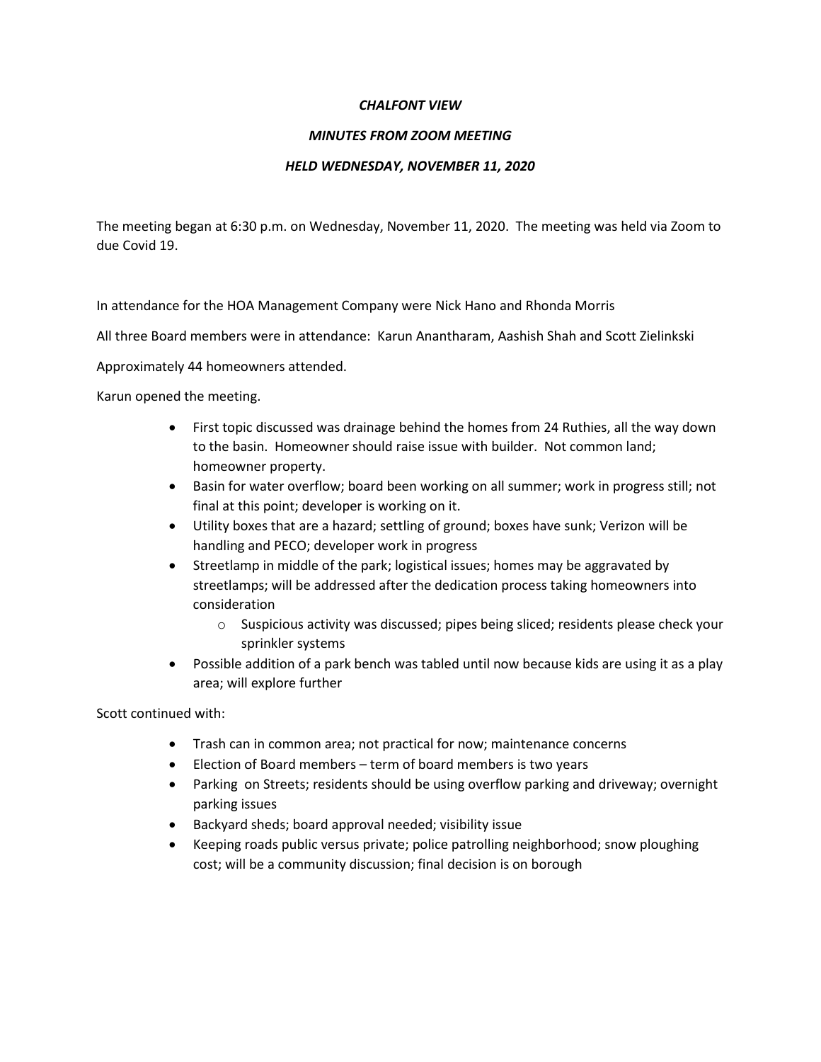*CHALFONT VIEW*

*MINUTES FROM ZOOM MEETING*

*HELD WEDNESDAY, NOVEMBER 11, 2020*

The meeting began at 6:30 p.m. on Wednesday, November 11, 2020. The meeting was held via Zoom to due Covid 19.

In attendance for the HOA Management Company were Nick Hano and Rhonda Morris

All three Board members were in attendance: Karun Anantharam, Aashish Shah and Scott Zielinkski

Approximately 44 homeowners attended.

Karun opened the meeting.

- First topic discussed was drainage behind the homes from 24 Ruthies, all the way down to the basin. Homeowner should raise issue with builder. Not common land; homeowner property.
- Basin for water overflow; board been working on all summer; work in progress still; not final at this point; developer is working on it.
- Utility boxes that are a hazard; settling of ground; boxes have sunk; Verizon will be handling and PECO; developer work in progress
- Streetlamp in middle of the park; logistical issues; homes may be aggravated by streetlamps; will be addressed after the dedication process taking homeowners into consideration
  - Suspicious activity was discussed; pipes being sliced; residents please check your sprinkler systems
- Possible addition of a park bench was tabled until now because kids are using it as a play area; will explore further

Scott continued with:

- Trash can in common area; not practical for now; maintenance concerns
- Election of Board members – term of board members is two years
- Parking on Streets; residents should be using overflow parking and driveway; overnight parking issues
- Backyard sheds; board approval needed; visibility issue
- Keeping roads public versus private; police patrolling neighborhood; snow ploughing cost; will be a community discussion; final decision is on borough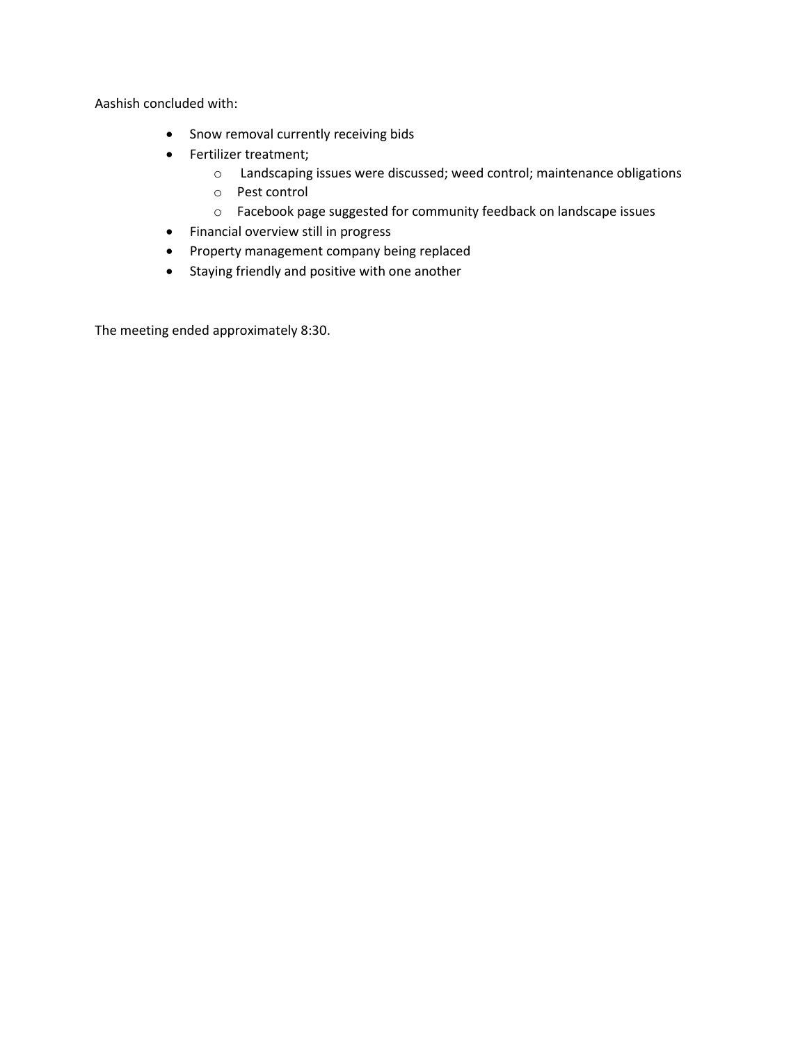Aashish concluded with:

- Snow removal currently receiving bids
- Fertilizer treatment;
  - Landscaping issues were discussed; weed control; maintenance obligations
  - Pest control
  - Facebook page suggested for community feedback on landscape issues
- Financial overview still in progress
- Property management company being replaced
- Staying friendly and positive with one another

The meeting ended approximately 8:30.